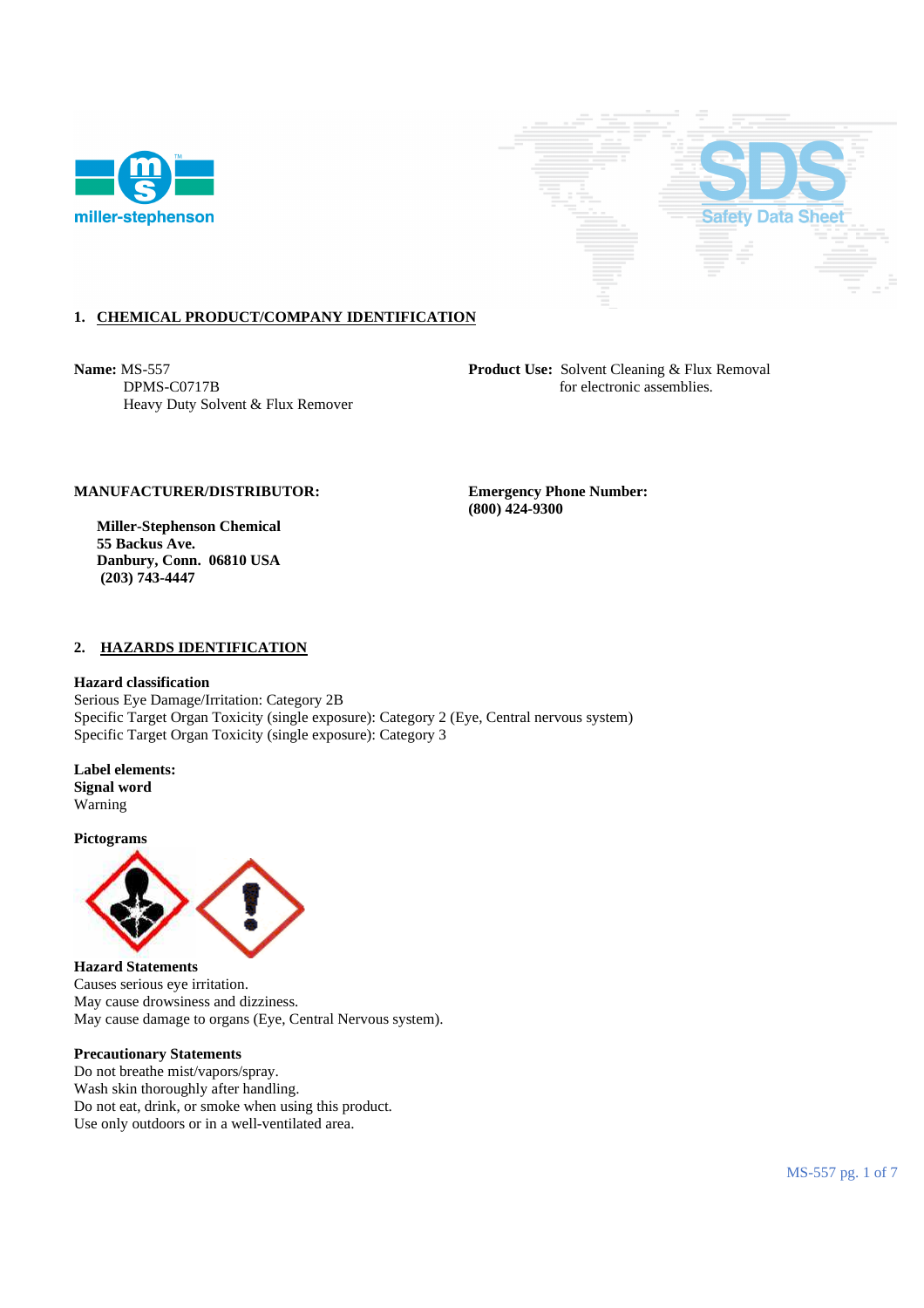## 1. CHEMICAL PRODUCT/COMPANY IDENTIFICATION

**Name:** MS-557
DPMS-C0717B
Heavy Duty Solvent & Flux Remover

**Product Use:** Solvent Cleaning & Flux Removal for electronic assemblies.

**MANUFACTURER/DISTRIBUTOR:**

**Miller-Stephenson Chemical**
**55 Backus Ave.**
**Danbury, Conn. 06810 USA**
**(203) 743-4447**

**Emergency Phone Number:**
**(800) 424-9300**

## 2. HAZARDS IDENTIFICATION

**Hazard classification**
Serious Eye Damage/Irritation: Category 2B
Specific Target Organ Toxicity (single exposure): Category 2 (Eye, Central nervous system)
Specific Target Organ Toxicity (single exposure): Category 3

**Label elements:**
**Signal word**
Warning

**Pictograms**

**Hazard Statements**
Causes serious eye irritation.
May cause drowsiness and dizziness.
May cause damage to organs (Eye, Central Nervous system).

**Precautionary Statements**
Do not breathe mist/vapors/spray.
Wash skin thoroughly after handling.
Do not eat, drink, or smoke when using this product.
Use only outdoors or in a well-ventilated area.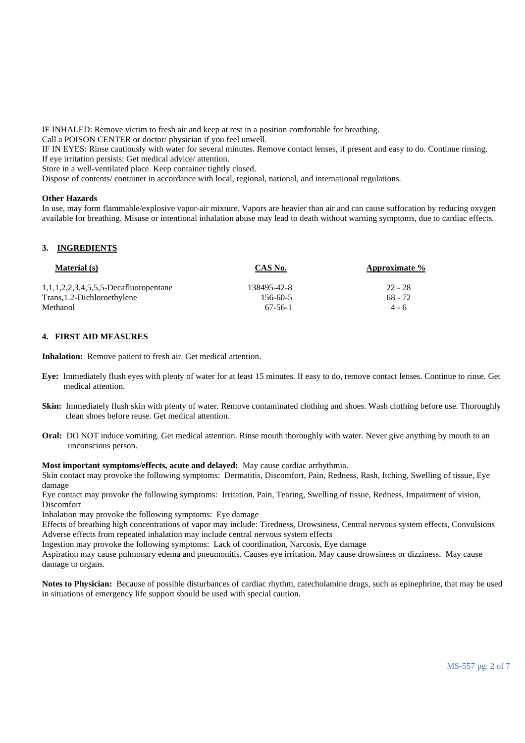IF INHALED: Remove victim to fresh air and keep at rest in a position comfortable for breathing.
Call a POISON CENTER or doctor/ physician if you feel unwell.
IF IN EYES: Rinse cautiously with water for several minutes. Remove contact lenses, if present and easy to do. Continue rinsing.
If eye irritation persists: Get medical advice/ attention.
Store in a well-ventilated place. Keep container tightly closed.
Dispose of contents/ container in accordance with local, regional, national, and international regulations.

**Other Hazards**
In use, may form flammable/explosive vapor-air mixture. Vapors are heavier than air and can cause suffocation by reducing oxygen available for breathing. Misuse or intentional inhalation abuse may lead to death without warning symptoms, due to cardiac effects.

## 3. INGREDIENTS

| Material (s) | CAS No. | Approximate % |
|---|---|---|
| 1,1,1,2,2,3,4,5,5,5-Decafluoropentane | 138495-42-8 | 22 - 28 |
| Trans,1.2-Dichloroethylene | 156-60-5 | 68 - 72 |
| Methanol | 67-56-1 | 4 - 6 |

## 4. FIRST AID MEASURES

**Inhalation:** Remove patient to fresh air. Get medical attention.

**Eye:** Immediately flush eyes with plenty of water for at least 15 minutes. If easy to do, remove contact lenses. Continue to rinse. Get medical attention.

**Skin:** Immediately flush skin with plenty of water. Remove contaminated clothing and shoes. Wash clothing before use. Thoroughly clean shoes before reuse. Get medical attention.

**Oral:** DO NOT induce vomiting. Get medical attention. Rinse mouth thoroughly with water. Never give anything by mouth to an unconscious person.

**Most important symptoms/effects, acute and delayed:** May cause cardiac arrhythmia.
Skin contact may provoke the following symptoms: Dermatitis, Discomfort, Pain, Redness, Rash, Itching, Swelling of tissue, Eye damage
Eye contact may provoke the following symptoms: Irritation, Pain, Tearing, Swelling of tissue, Redness, Impairment of vision, Discomfort
Inhalation may provoke the following symptoms: Eye damage
Effects of breathing high concentrations of vapor may include: Tiredness, Drowsiness, Central nervous system effects, Convulsions
Adverse effects from repeated inhalation may include central nervous system effects
Ingestion may provoke the following symptoms: Lack of coordination, Narcosis, Eye damage
Aspiration may cause pulmonary edema and pneumonitis. Causes eye irritation. May cause drowsiness or dizziness. May cause damage to organs.

**Notes to Physician:** Because of possible disturbances of cardiac rhythm, catecholamine drugs, such as epinephrine, that may be used in situations of emergency life support should be used with special caution.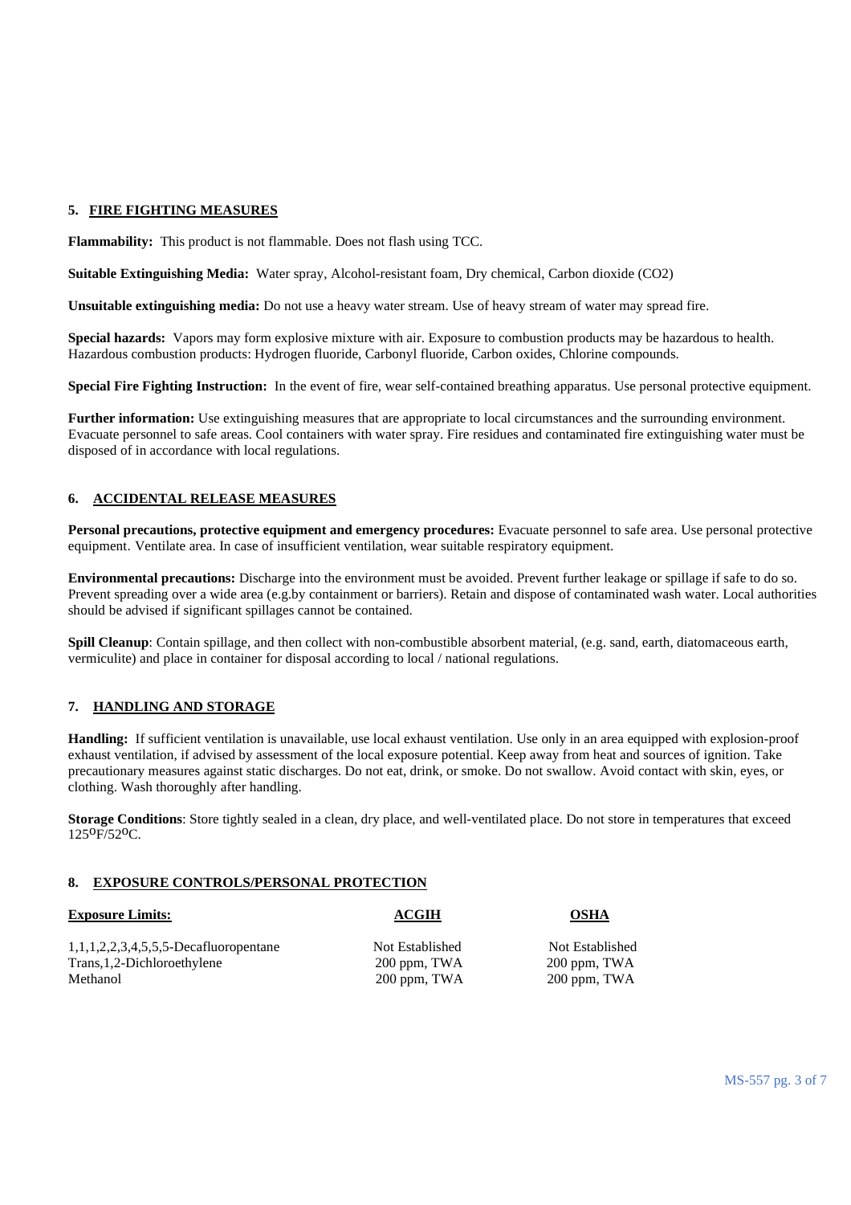## 5. FIRE FIGHTING MEASURES

**Flammability:** This product is not flammable. Does not flash using TCC.

**Suitable Extinguishing Media:** Water spray, Alcohol-resistant foam, Dry chemical, Carbon dioxide (CO2)

**Unsuitable extinguishing media:** Do not use a heavy water stream. Use of heavy stream of water may spread fire.

**Special hazards:** Vapors may form explosive mixture with air. Exposure to combustion products may be hazardous to health. Hazardous combustion products: Hydrogen fluoride, Carbonyl fluoride, Carbon oxides, Chlorine compounds.

**Special Fire Fighting Instruction:** In the event of fire, wear self-contained breathing apparatus. Use personal protective equipment.

**Further information:** Use extinguishing measures that are appropriate to local circumstances and the surrounding environment. Evacuate personnel to safe areas. Cool containers with water spray. Fire residues and contaminated fire extinguishing water must be disposed of in accordance with local regulations.

## 6. ACCIDENTAL RELEASE MEASURES

**Personal precautions, protective equipment and emergency procedures:** Evacuate personnel to safe area. Use personal protective equipment. Ventilate area. In case of insufficient ventilation, wear suitable respiratory equipment.

**Environmental precautions:** Discharge into the environment must be avoided. Prevent further leakage or spillage if safe to do so. Prevent spreading over a wide area (e.g.by containment or barriers). Retain and dispose of contaminated wash water. Local authorities should be advised if significant spillages cannot be contained.

**Spill Cleanup**: Contain spillage, and then collect with non-combustible absorbent material, (e.g. sand, earth, diatomaceous earth, vermiculite) and place in container for disposal according to local / national regulations.

## 7. HANDLING AND STORAGE

**Handling:** If sufficient ventilation is unavailable, use local exhaust ventilation. Use only in an area equipped with explosion-proof exhaust ventilation, if advised by assessment of the local exposure potential. Keep away from heat and sources of ignition. Take precautionary measures against static discharges. Do not eat, drink, or smoke. Do not swallow. Avoid contact with skin, eyes, or clothing. Wash thoroughly after handling.

**Storage Conditions**: Store tightly sealed in a clean, dry place, and well-ventilated place. Do not store in temperatures that exceed 125ºF/52ºC.

## 8. EXPOSURE CONTROLS/PERSONAL PROTECTION

| Exposure Limits: | ACGIH | OSHA |
|---|---|---|
| 1,1,1,2,2,3,4,5,5,5-Decafluoropentane | Not Established | Not Established |
| Trans,1,2-Dichloroethylene | 200 ppm, TWA | 200 ppm, TWA |
| Methanol | 200 ppm, TWA | 200 ppm, TWA |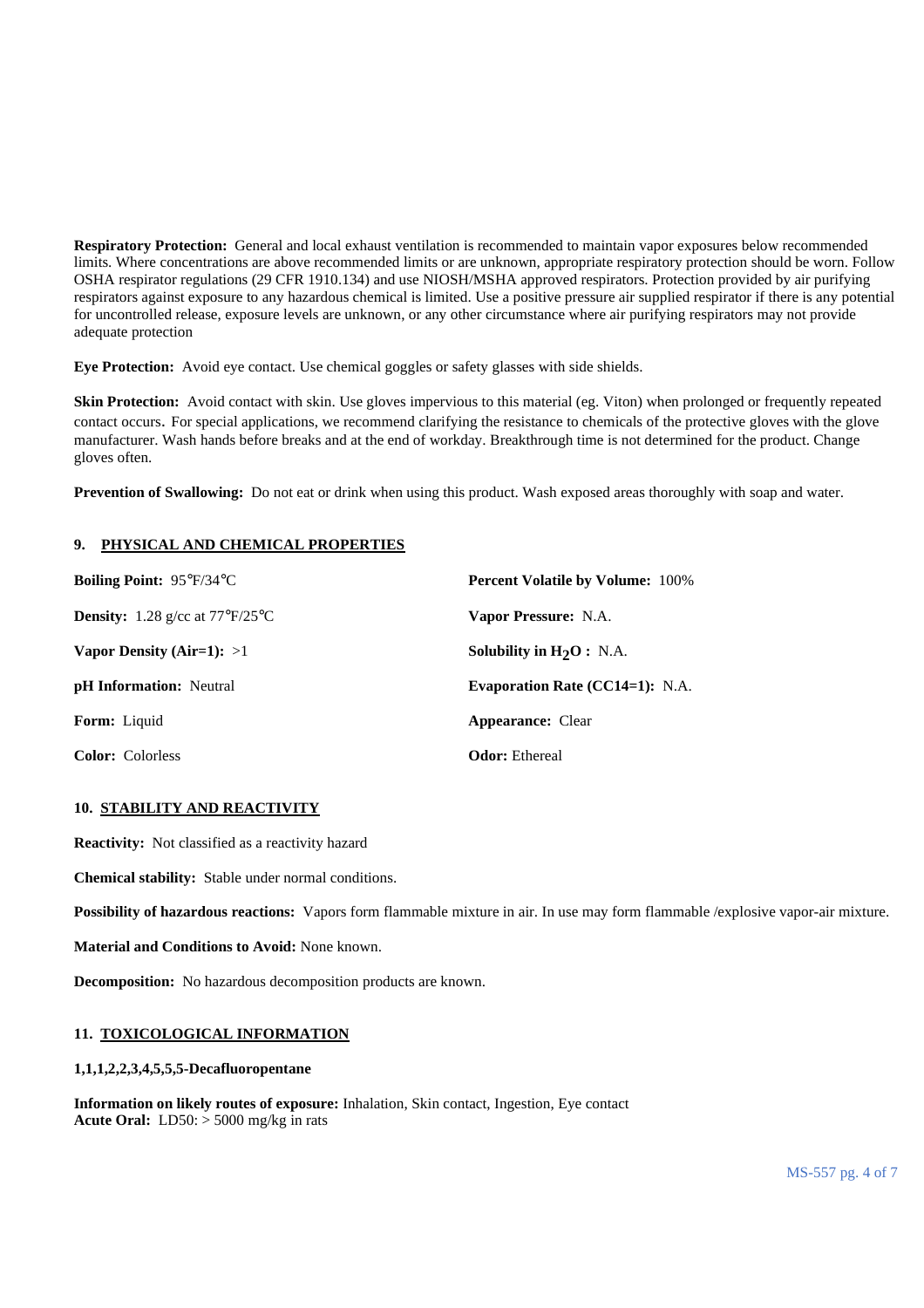**Respiratory Protection:** General and local exhaust ventilation is recommended to maintain vapor exposures below recommended limits. Where concentrations are above recommended limits or are unknown, appropriate respiratory protection should be worn. Follow OSHA respirator regulations (29 CFR 1910.134) and use NIOSH/MSHA approved respirators. Protection provided by air purifying respirators against exposure to any hazardous chemical is limited. Use a positive pressure air supplied respirator if there is any potential for uncontrolled release, exposure levels are unknown, or any other circumstance where air purifying respirators may not provide adequate protection

**Eye Protection:** Avoid eye contact. Use chemical goggles or safety glasses with side shields.

**Skin Protection:** Avoid contact with skin. Use gloves impervious to this material (eg. Viton) when prolonged or frequently repeated contact occurs. For special applications, we recommend clarifying the resistance to chemicals of the protective gloves with the glove manufacturer. Wash hands before breaks and at the end of workday. Breakthrough time is not determined for the product. Change gloves often.

**Prevention of Swallowing:** Do not eat or drink when using this product. Wash exposed areas thoroughly with soap and water.

## 9. PHYSICAL AND CHEMICAL PROPERTIES

**Boiling Point:** 95°F/34°C

**Density:** 1.28 g/cc at 77°F/25°C

**Vapor Density (Air=1):** >1

**pH Information:** Neutral

**Form:** Liquid

**Color:** Colorless

**Percent Volatile by Volume:** 100%

**Vapor Pressure:** N.A.

**Solubility in $H_2O$ :** N.A.

**Evaporation Rate (CC14=1):** N.A.

**Appearance:** Clear

**Odor:** Ethereal

## 10. STABILITY AND REACTIVITY

**Reactivity:** Not classified as a reactivity hazard

**Chemical stability:** Stable under normal conditions.

**Possibility of hazardous reactions:** Vapors form flammable mixture in air. In use may form flammable /explosive vapor-air mixture.

**Material and Conditions to Avoid:** None known.

**Decomposition:** No hazardous decomposition products are known.

## 11. TOXICOLOGICAL INFORMATION

**1,1,1,2,2,3,4,5,5,5-Decafluoropentane**

**Information on likely routes of exposure:** Inhalation, Skin contact, Ingestion, Eye contact
**Acute Oral:** LD50: > 5000 mg/kg in rats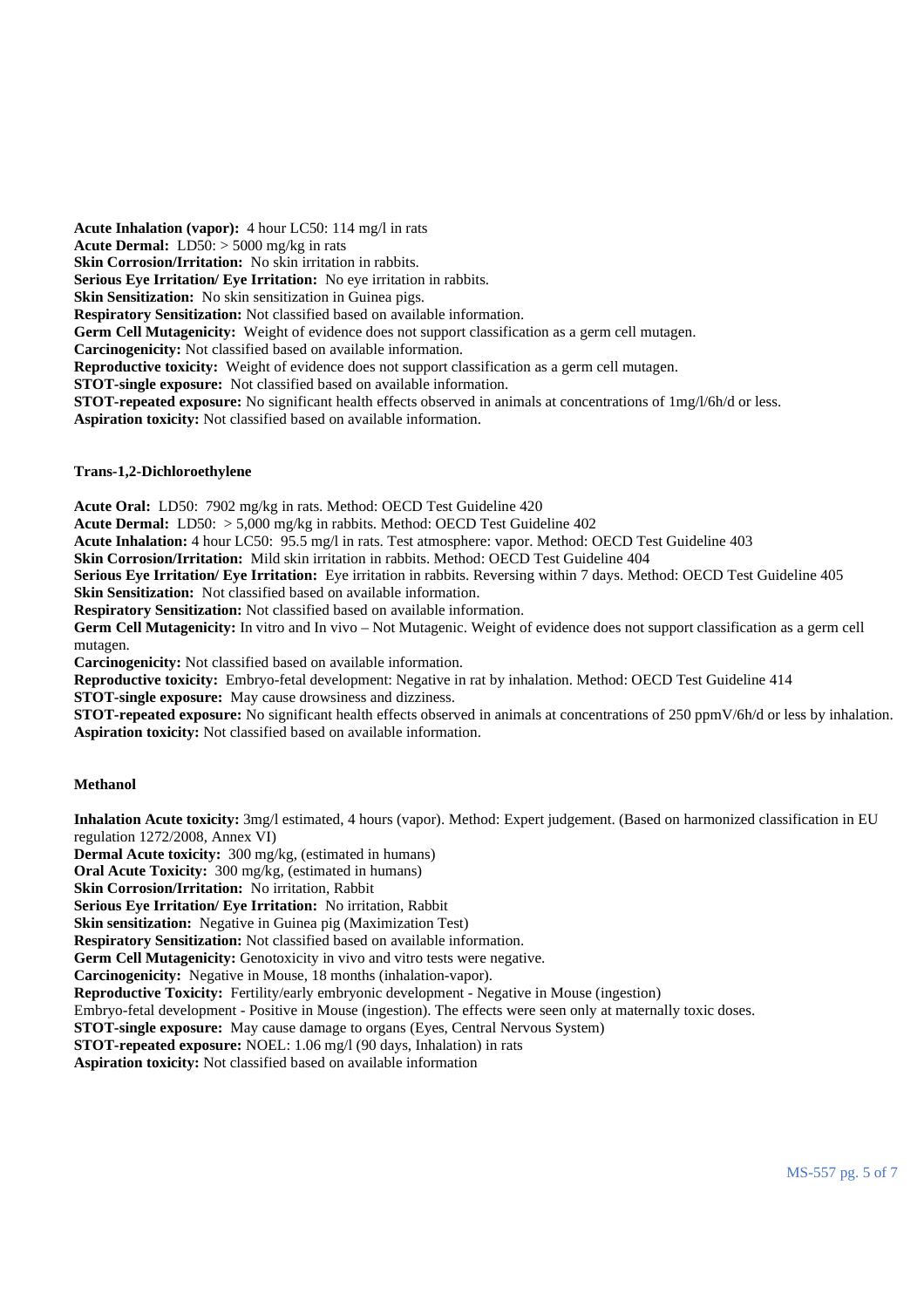**Acute Inhalation (vapor):** 4 hour LC50: 114 mg/l in rats
**Acute Dermal:** LD50: > 5000 mg/kg in rats
**Skin Corrosion/Irritation:** No skin irritation in rabbits.
**Serious Eye Irritation/ Eye Irritation:** No eye irritation in rabbits.
**Skin Sensitization:** No skin sensitization in Guinea pigs.
**Respiratory Sensitization:** Not classified based on available information.
**Germ Cell Mutagenicity:** Weight of evidence does not support classification as a germ cell mutagen.
**Carcinogenicity:** Not classified based on available information.
**Reproductive toxicity:** Weight of evidence does not support classification as a germ cell mutagen.
**STOT-single exposure:** Not classified based on available information.
**STOT-repeated exposure:** No significant health effects observed in animals at concentrations of 1mg/l/6h/d or less.
**Aspiration toxicity:** Not classified based on available information.

**Trans-1,2-Dichloroethylene**

**Acute Oral:** LD50: 7902 mg/kg in rats. Method: OECD Test Guideline 420
**Acute Dermal:** LD50: > 5,000 mg/kg in rabbits. Method: OECD Test Guideline 402
**Acute Inhalation:** 4 hour LC50: 95.5 mg/l in rats. Test atmosphere: vapor. Method: OECD Test Guideline 403
**Skin Corrosion/Irritation:** Mild skin irritation in rabbits. Method: OECD Test Guideline 404
**Serious Eye Irritation/ Eye Irritation:** Eye irritation in rabbits. Reversing within 7 days. Method: OECD Test Guideline 405
**Skin Sensitization:** Not classified based on available information.
**Respiratory Sensitization:** Not classified based on available information.
**Germ Cell Mutagenicity:** In vitro and In vivo – Not Mutagenic. Weight of evidence does not support classification as a germ cell mutagen.
**Carcinogenicity:** Not classified based on available information.
**Reproductive toxicity:** Embryo-fetal development: Negative in rat by inhalation. Method: OECD Test Guideline 414
**STOT-single exposure:** May cause drowsiness and dizziness.
**STOT-repeated exposure:** No significant health effects observed in animals at concentrations of 250 ppmV/6h/d or less by inhalation.
**Aspiration toxicity:** Not classified based on available information.

**Methanol**

**Inhalation Acute toxicity:** 3mg/l estimated, 4 hours (vapor). Method: Expert judgement. (Based on harmonized classification in EU regulation 1272/2008, Annex VI)
**Dermal Acute toxicity:** 300 mg/kg, (estimated in humans)
**Oral Acute Toxicity:** 300 mg/kg, (estimated in humans)
**Skin Corrosion/Irritation:** No irritation, Rabbit
**Serious Eye Irritation/ Eye Irritation:** No irritation, Rabbit
**Skin sensitization:** Negative in Guinea pig (Maximization Test)
**Respiratory Sensitization:** Not classified based on available information.
**Germ Cell Mutagenicity:** Genotoxicity in vivo and vitro tests were negative.
**Carcinogenicity:** Negative in Mouse, 18 months (inhalation-vapor).
**Reproductive Toxicity:** Fertility/early embryonic development - Negative in Mouse (ingestion)
Embryo-fetal development - Positive in Mouse (ingestion). The effects were seen only at maternally toxic doses.
**STOT-single exposure:** May cause damage to organs (Eyes, Central Nervous System)
**STOT-repeated exposure:** NOEL: 1.06 mg/l (90 days, Inhalation) in rats
**Aspiration toxicity:** Not classified based on available information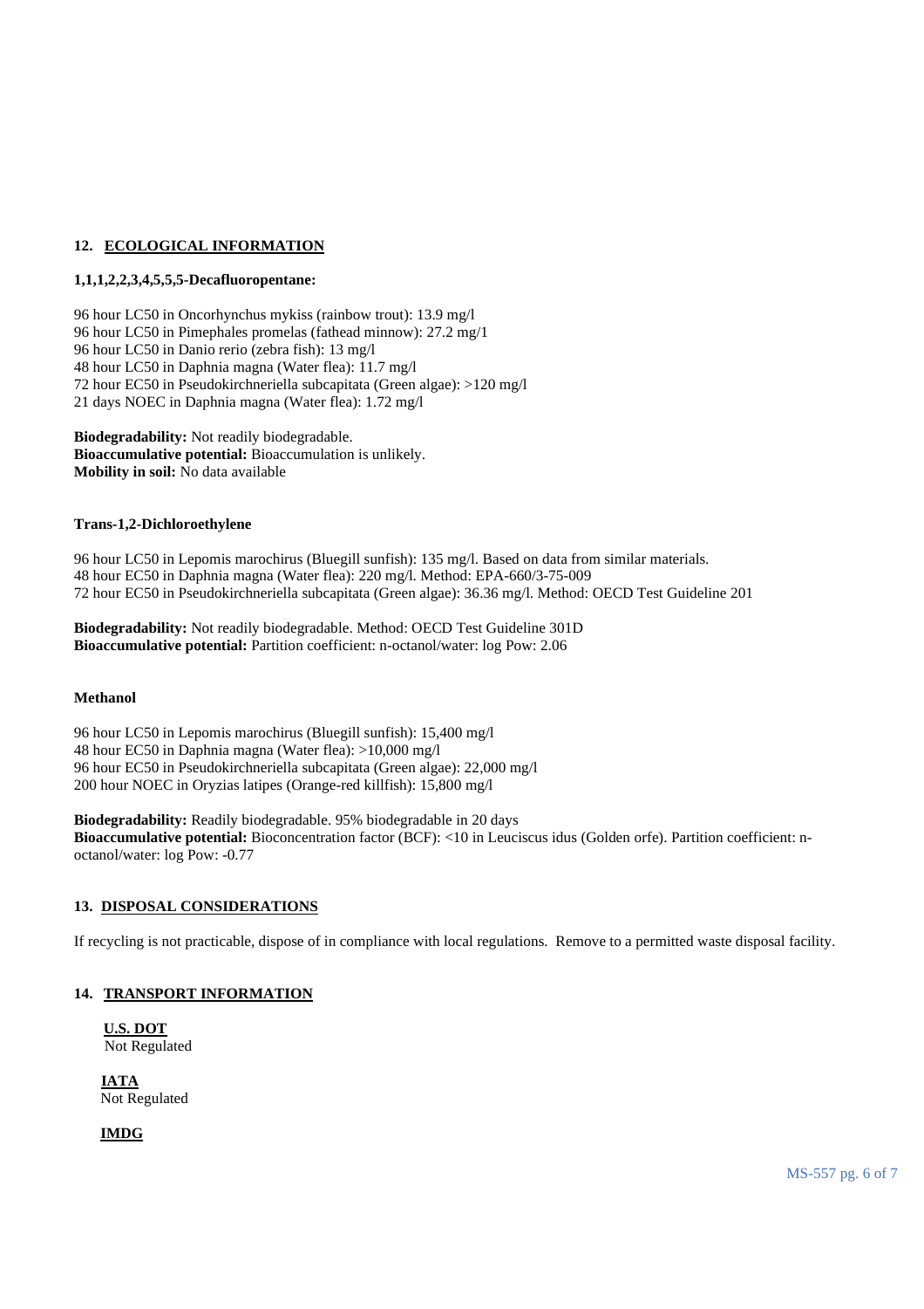## 12. ECOLOGICAL INFORMATION

**1,1,1,2,2,3,4,5,5,5-Decafluoropentane:**

96 hour LC50 in Oncorhynchus mykiss (rainbow trout): 13.9 mg/l
96 hour LC50 in Pimephales promelas (fathead minnow): 27.2 mg/1
96 hour LC50 in Danio rerio (zebra fish): 13 mg/l
48 hour LC50 in Daphnia magna (Water flea): 11.7 mg/l
72 hour EC50 in Pseudokirchneriella subcapitata (Green algae): >120 mg/l
21 days NOEC in Daphnia magna (Water flea): 1.72 mg/l

**Biodegradability:** Not readily biodegradable.
**Bioaccumulative potential:** Bioaccumulation is unlikely.
**Mobility in soil:** No data available

**Trans-1,2-Dichloroethylene**

96 hour LC50 in Lepomis marochirus (Bluegill sunfish): 135 mg/l. Based on data from similar materials.
48 hour EC50 in Daphnia magna (Water flea): 220 mg/l. Method: EPA-660/3-75-009
72 hour EC50 in Pseudokirchneriella subcapitata (Green algae): 36.36 mg/l. Method: OECD Test Guideline 201

**Biodegradability:** Not readily biodegradable. Method: OECD Test Guideline 301D
**Bioaccumulative potential:** Partition coefficient: n-octanol/water: log Pow: 2.06

**Methanol**

96 hour LC50 in Lepomis marochirus (Bluegill sunfish): 15,400 mg/l
48 hour EC50 in Daphnia magna (Water flea): >10,000 mg/l
96 hour EC50 in Pseudokirchneriella subcapitata (Green algae): 22,000 mg/l
200 hour NOEC in Oryzias latipes (Orange-red killfish): 15,800 mg/l

**Biodegradability:** Readily biodegradable. 95% biodegradable in 20 days
**Bioaccumulative potential:** Bioconcentration factor (BCF): <10 in Leuciscus idus (Golden orfe). Partition coefficient: n-octanol/water: log Pow: -0.77

## 13. DISPOSAL CONSIDERATIONS

If recycling is not practicable, dispose of in compliance with local regulations. Remove to a permitted waste disposal facility.

## 14. TRANSPORT INFORMATION

**U.S. DOT**
Not Regulated

**IATA**
Not Regulated

**IMDG**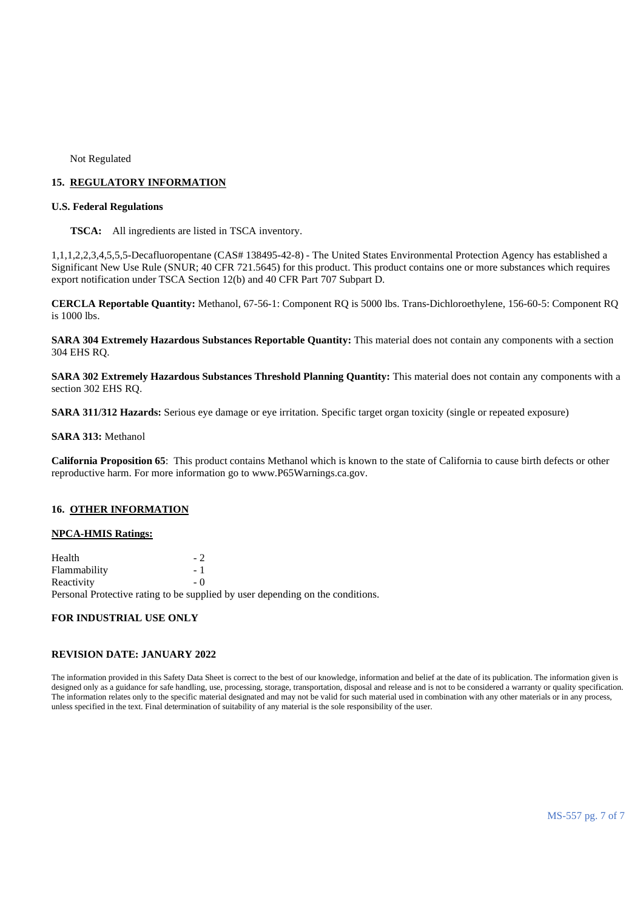Not Regulated

## 15. REGULATORY INFORMATION

**U.S. Federal Regulations**

**TSCA:** All ingredients are listed in TSCA inventory.

1,1,1,2,2,3,4,5,5,5-Decafluoropentane (CAS# 138495-42-8) - The United States Environmental Protection Agency has established a Significant New Use Rule (SNUR; 40 CFR 721.5645) for this product. This product contains one or more substances which requires export notification under TSCA Section 12(b) and 40 CFR Part 707 Subpart D.

**CERCLA Reportable Quantity:** Methanol, 67-56-1: Component RQ is 5000 lbs. Trans-Dichloroethylene, 156-60-5: Component RQ is 1000 lbs.

**SARA 304 Extremely Hazardous Substances Reportable Quantity:** This material does not contain any components with a section 304 EHS RQ.

**SARA 302 Extremely Hazardous Substances Threshold Planning Quantity:** This material does not contain any components with a section 302 EHS RQ.

**SARA 311/312 Hazards:** Serious eye damage or eye irritation. Specific target organ toxicity (single or repeated exposure)

**SARA 313:** Methanol

**California Proposition 65**: This product contains Methanol which is known to the state of California to cause birth defects or other reproductive harm. For more information go to www.P65Warnings.ca.gov.

## 16. OTHER INFORMATION

**NPCA-HMIS Ratings:**

| | |
|---|---|
| Health | - 2 |
| Flammability | - 1 |
| Reactivity | - 0 |

Personal Protective rating to be supplied by user depending on the conditions.

**FOR INDUSTRIAL USE ONLY**

**REVISION DATE: JANUARY 2022**

The information provided in this Safety Data Sheet is correct to the best of our knowledge, information and belief at the date of its publication. The information given is designed only as a guidance for safe handling, use, processing, storage, transportation, disposal and release and is not to be considered a warranty or quality specification. The information relates only to the specific material designated and may not be valid for such material used in combination with any other materials or in any process, unless specified in the text. Final determination of suitability of any material is the sole responsibility of the user.